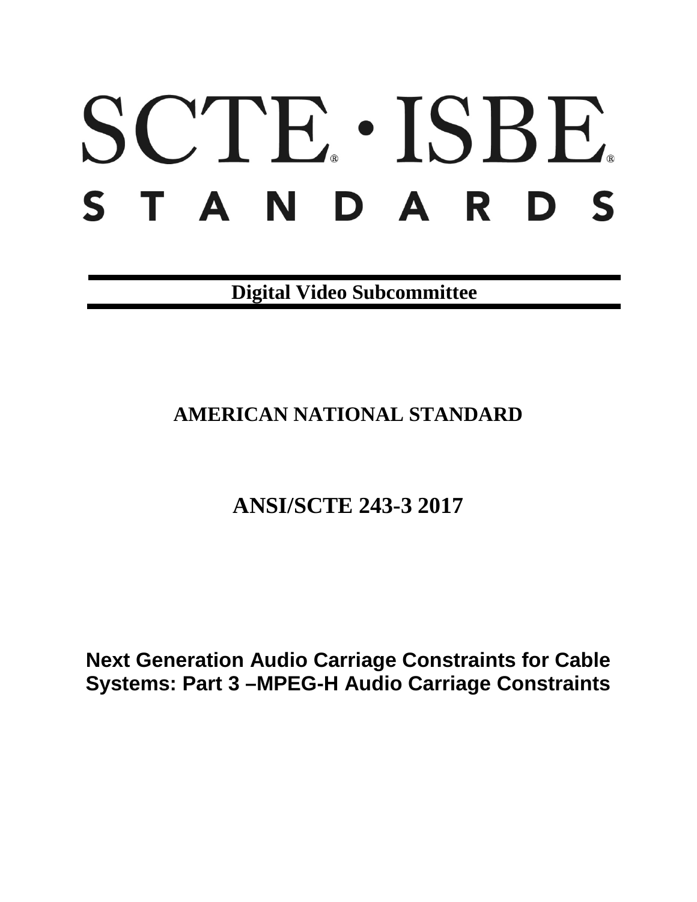# SCTE · ISBE
# STANDARDS

**Digital Video Subcommittee**

## AMERICAN NATIONAL STANDARD

## ANSI/SCTE 243-3 2017

**Next Generation Audio Carriage Constraints for Cable Systems: Part 3 –MPEG-H Audio Carriage Constraints**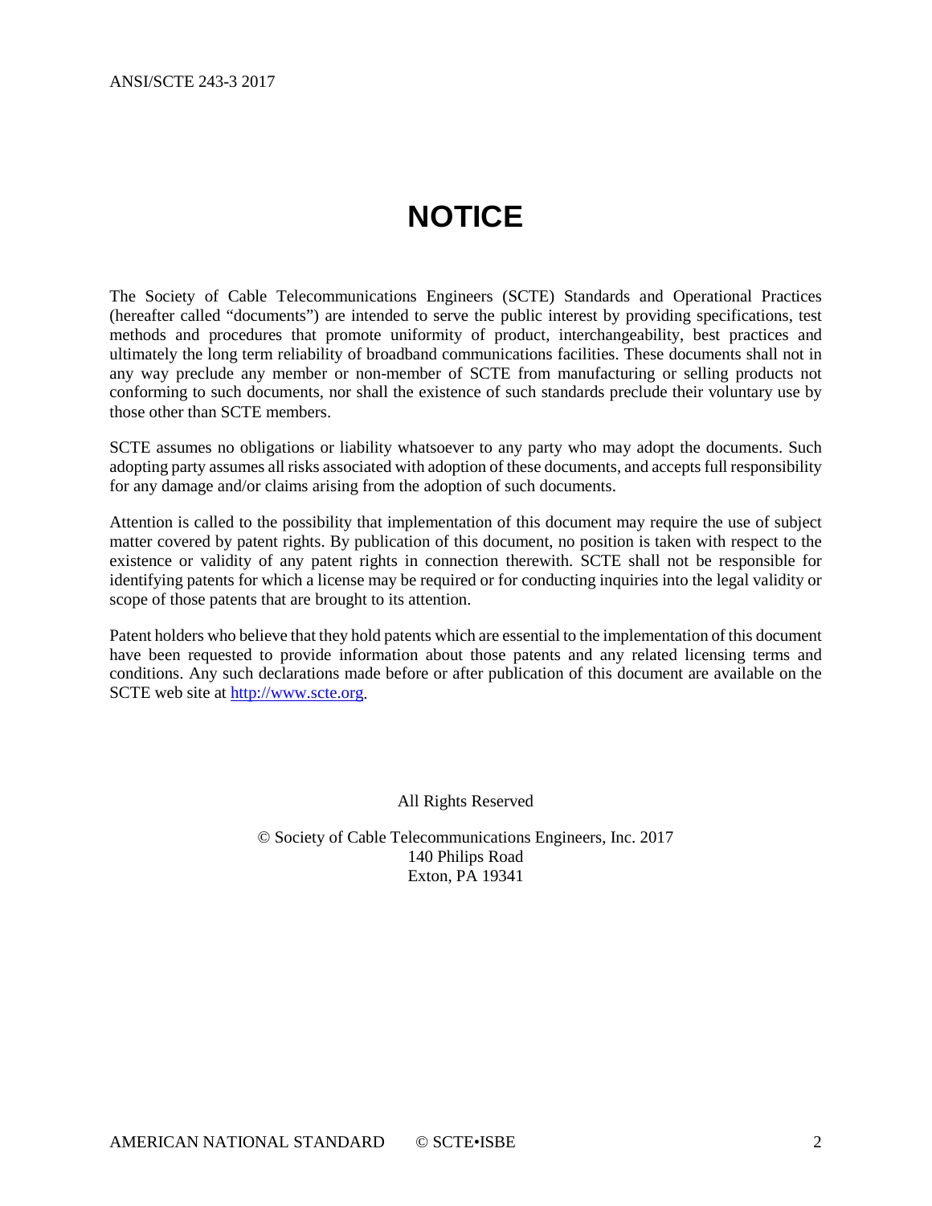# NOTICE

The Society of Cable Telecommunications Engineers (SCTE) Standards and Operational Practices (hereafter called "documents") are intended to serve the public interest by providing specifications, test methods and procedures that promote uniformity of product, interchangeability, best practices and ultimately the long term reliability of broadband communications facilities. These documents shall not in any way preclude any member or non-member of SCTE from manufacturing or selling products not conforming to such documents, nor shall the existence of such standards preclude their voluntary use by those other than SCTE members.

SCTE assumes no obligations or liability whatsoever to any party who may adopt the documents. Such adopting party assumes all risks associated with adoption of these documents, and accepts full responsibility for any damage and/or claims arising from the adoption of such documents.

Attention is called to the possibility that implementation of this document may require the use of subject matter covered by patent rights. By publication of this document, no position is taken with respect to the existence or validity of any patent rights in connection therewith. SCTE shall not be responsible for identifying patents for which a license may be required or for conducting inquiries into the legal validity or scope of those patents that are brought to its attention.

Patent holders who believe that they hold patents which are essential to the implementation of this document have been requested to provide information about those patents and any related licensing terms and conditions. Any such declarations made before or after publication of this document are available on the SCTE web site at http://www.scte.org.

All Rights Reserved

© Society of Cable Telecommunications Engineers, Inc. 2017
140 Philips Road
Exton, PA 19341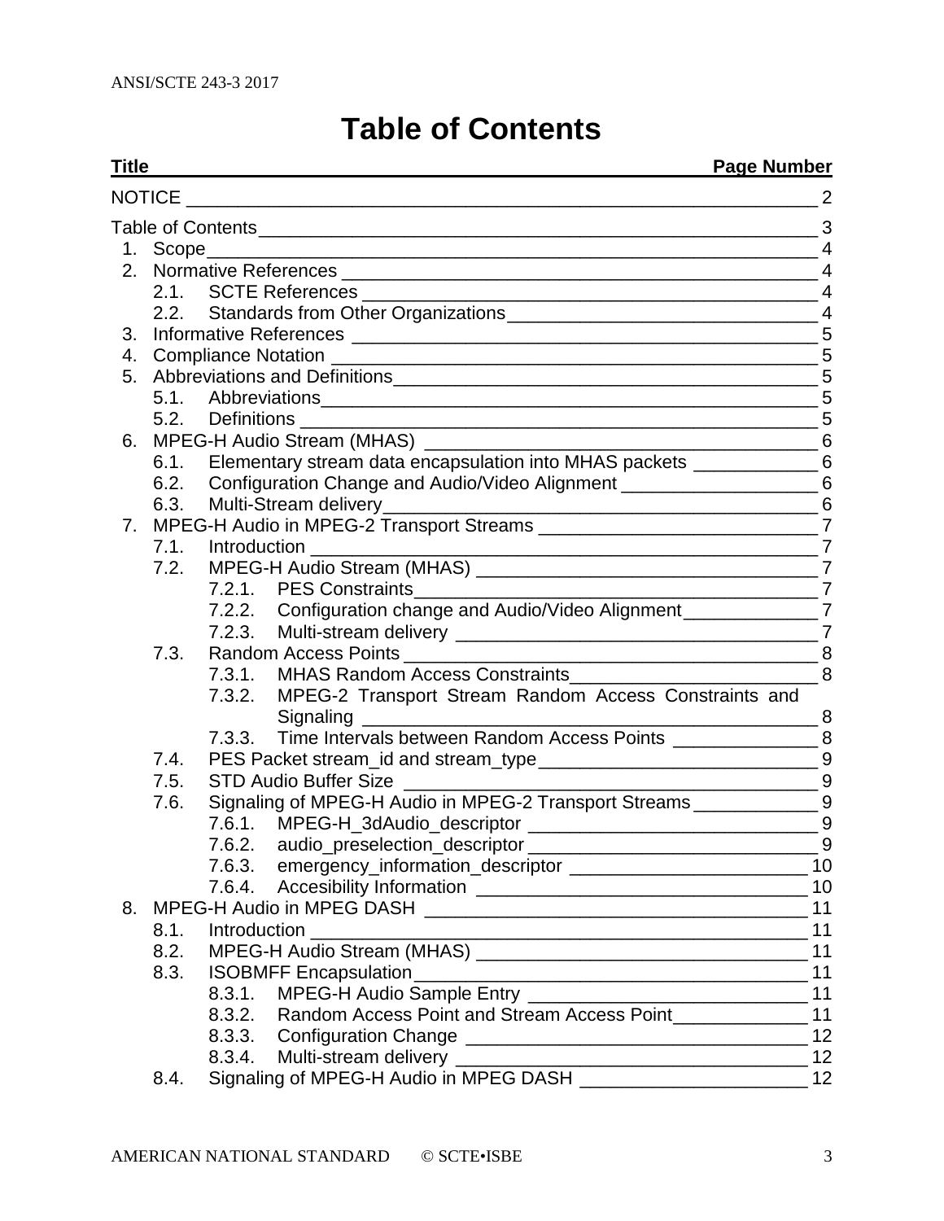# Table of Contents

| Title | Page Number |
| --- | --- |
| NOTICE | 2 |
| Table of Contents | 3 |
| 1. Scope | 4 |
| 2. Normative References | 4 |
| 2.1. SCTE References | 4 |
| 2.2. Standards from Other Organizations | 4 |
| 3. Informative References | 5 |
| 4. Compliance Notation | 5 |
| 5. Abbreviations and Definitions | 5 |
| 5.1. Abbreviations | 5 |
| 5.2. Definitions | 5 |
| 6. MPEG-H Audio Stream (MHAS) | 6 |
| 6.1. Elementary stream data encapsulation into MHAS packets | 6 |
| 6.2. Configuration Change and Audio/Video Alignment | 6 |
| 6.3. Multi-Stream delivery | 6 |
| 7. MPEG-H Audio in MPEG-2 Transport Streams | 7 |
| 7.1. Introduction | 7 |
| 7.2. MPEG-H Audio Stream (MHAS) | 7 |
| 7.2.1. PES Constraints | 7 |
| 7.2.2. Configuration change and Audio/Video Alignment | 7 |
| 7.2.3. Multi-stream delivery | 7 |
| 7.3. Random Access Points | 8 |
| 7.3.1. MHAS Random Access Constraints | 8 |
| 7.3.2. MPEG-2 Transport Stream Random Access Constraints and Signaling | 8 |
| 7.3.3. Time Intervals between Random Access Points | 8 |
| 7.4. PES Packet stream_id and stream_type | 9 |
| 7.5. STD Audio Buffer Size | 9 |
| 7.6. Signaling of MPEG-H Audio in MPEG-2 Transport Streams | 9 |
| 7.6.1. MPEG-H_3dAudio_descriptor | 9 |
| 7.6.2. audio_preselection_descriptor | 9 |
| 7.6.3. emergency_information_descriptor | 10 |
| 7.6.4. Accesibility Information | 10 |
| 8. MPEG-H Audio in MPEG DASH | 11 |
| 8.1. Introduction | 11 |
| 8.2. MPEG-H Audio Stream (MHAS) | 11 |
| 8.3. ISOBMFF Encapsulation | 11 |
| 8.3.1. MPEG-H Audio Sample Entry | 11 |
| 8.3.2. Random Access Point and Stream Access Point | 11 |
| 8.3.3. Configuration Change | 12 |
| 8.3.4. Multi-stream delivery | 12 |
| 8.4. Signaling of MPEG-H Audio in MPEG DASH | 12 |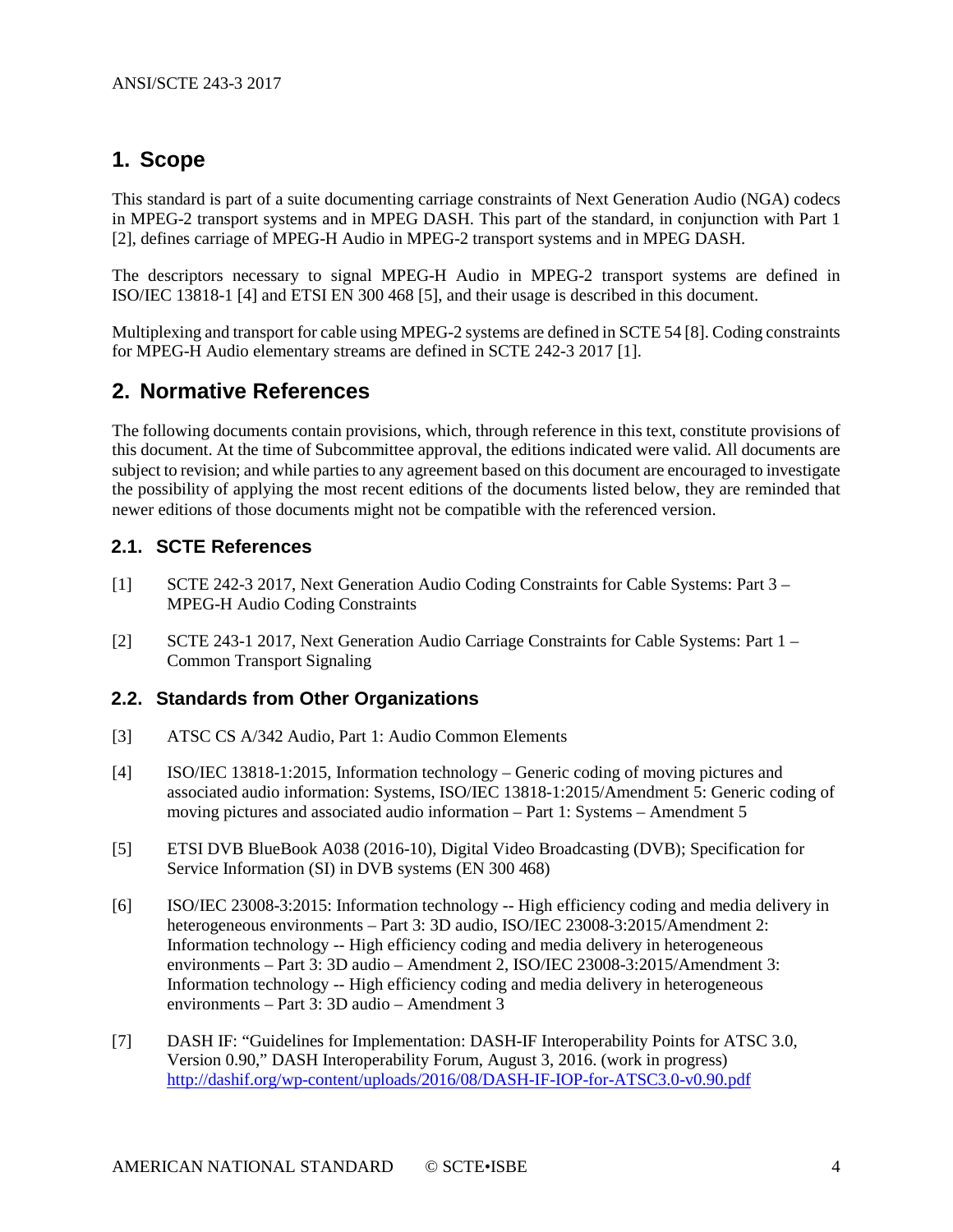# 1. Scope

This standard is part of a suite documenting carriage constraints of Next Generation Audio (NGA) codecs in MPEG-2 transport systems and in MPEG DASH. This part of the standard, in conjunction with Part 1 [2], defines carriage of MPEG-H Audio in MPEG-2 transport systems and in MPEG DASH.

The descriptors necessary to signal MPEG-H Audio in MPEG-2 transport systems are defined in ISO/IEC 13818-1 [4] and ETSI EN 300 468 [5], and their usage is described in this document.

Multiplexing and transport for cable using MPEG-2 systems are defined in SCTE 54 [8]. Coding constraints for MPEG-H Audio elementary streams are defined in SCTE 242-3 2017 [1].

# 2. Normative References

The following documents contain provisions, which, through reference in this text, constitute provisions of this document. At the time of Subcommittee approval, the editions indicated were valid. All documents are subject to revision; and while parties to any agreement based on this document are encouraged to investigate the possibility of applying the most recent editions of the documents listed below, they are reminded that newer editions of those documents might not be compatible with the referenced version.

## 2.1. SCTE References

[1] SCTE 242-3 2017, Next Generation Audio Coding Constraints for Cable Systems: Part 3 – MPEG-H Audio Coding Constraints

[2] SCTE 243-1 2017, Next Generation Audio Carriage Constraints for Cable Systems: Part 1 – Common Transport Signaling

## 2.2. Standards from Other Organizations

[3] ATSC CS A/342 Audio, Part 1: Audio Common Elements

[4] ISO/IEC 13818-1:2015, Information technology – Generic coding of moving pictures and associated audio information: Systems, ISO/IEC 13818-1:2015/Amendment 5: Generic coding of moving pictures and associated audio information – Part 1: Systems – Amendment 5

[5] ETSI DVB BlueBook A038 (2016-10), Digital Video Broadcasting (DVB); Specification for Service Information (SI) in DVB systems (EN 300 468)

[6] ISO/IEC 23008-3:2015: Information technology -- High efficiency coding and media delivery in heterogeneous environments – Part 3: 3D audio, ISO/IEC 23008-3:2015/Amendment 2: Information technology -- High efficiency coding and media delivery in heterogeneous environments – Part 3: 3D audio – Amendment 2, ISO/IEC 23008-3:2015/Amendment 3: Information technology -- High efficiency coding and media delivery in heterogeneous environments – Part 3: 3D audio – Amendment 3

[7] DASH IF: "Guidelines for Implementation: DASH-IF Interoperability Points for ATSC 3.0, Version 0.90," DASH Interoperability Forum, August 3, 2016. (work in progress) http://dashif.org/wp-content/uploads/2016/08/DASH-IF-IOP-for-ATSC3.0-v0.90.pdf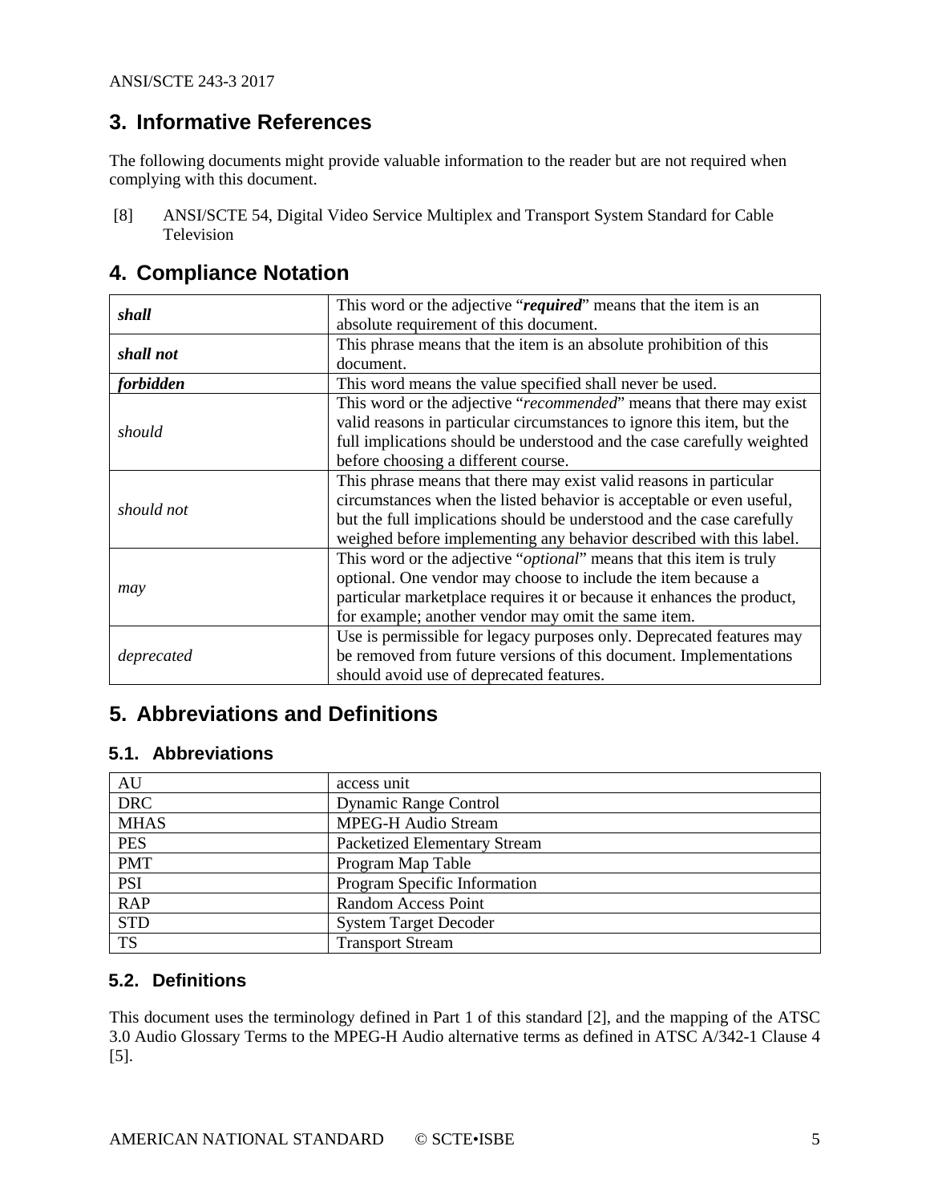## 3. Informative References

The following documents might provide valuable information to the reader but are not required when complying with this document.

[8] ANSI/SCTE 54, Digital Video Service Multiplex and Transport System Standard for Cable Television

## 4. Compliance Notation

| | |
|---|---|
| ***shall*** | This word or the adjective "***required***" means that the item is an absolute requirement of this document. |
| ***shall not*** | This phrase means that the item is an absolute prohibition of this document. |
| ***forbidden*** | This word means the value specified shall never be used. |
| *should* | This word or the adjective "*recommended*" means that there may exist valid reasons in particular circumstances to ignore this item, but the full implications should be understood and the case carefully weighted before choosing a different course. |
| *should not* | This phrase means that there may exist valid reasons in particular circumstances when the listed behavior is acceptable or even useful, but the full implications should be understood and the case carefully weighed before implementing any behavior described with this label. |
| *may* | This word or the adjective "*optional*" means that this item is truly optional. One vendor may choose to include the item because a particular marketplace requires it or because it enhances the product, for example; another vendor may omit the same item. |
| *deprecated* | Use is permissible for legacy purposes only. Deprecated features may be removed from future versions of this document. Implementations should avoid use of deprecated features. |

## 5. Abbreviations and Definitions

### 5.1. Abbreviations

| | |
|---|---|
| AU | access unit |
| DRC | Dynamic Range Control |
| MHAS | MPEG-H Audio Stream |
| PES | Packetized Elementary Stream |
| PMT | Program Map Table |
| PSI | Program Specific Information |
| RAP | Random Access Point |
| STD | System Target Decoder |
| TS | Transport Stream |

### 5.2. Definitions

This document uses the terminology defined in Part 1 of this standard [2], and the mapping of the ATSC 3.0 Audio Glossary Terms to the MPEG-H Audio alternative terms as defined in ATSC A/342-1 Clause 4 [5].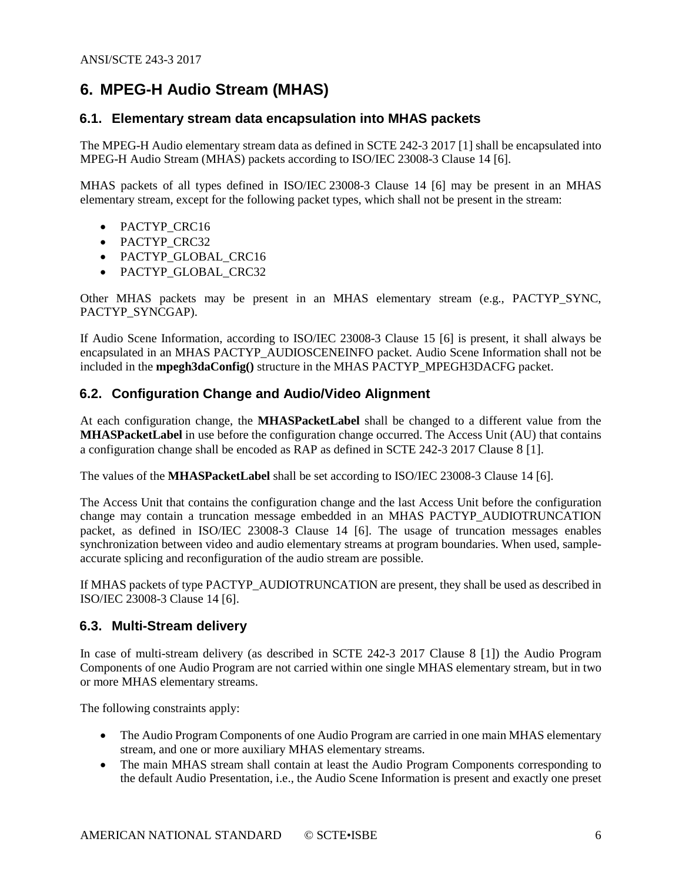# 6. MPEG-H Audio Stream (MHAS)

## 6.1. Elementary stream data encapsulation into MHAS packets

The MPEG-H Audio elementary stream data as defined in SCTE 242-3 2017 [1] shall be encapsulated into MPEG-H Audio Stream (MHAS) packets according to ISO/IEC 23008-3 Clause 14 [6].

MHAS packets of all types defined in ISO/IEC 23008-3 Clause 14 [6] may be present in an MHAS elementary stream, except for the following packet types, which shall not be present in the stream:

- PACTYP_CRC16
- PACTYP_CRC32
- PACTYP_GLOBAL_CRC16
- PACTYP_GLOBAL_CRC32

Other MHAS packets may be present in an MHAS elementary stream (e.g., PACTYP_SYNC, PACTYP_SYNCGAP).

If Audio Scene Information, according to ISO/IEC 23008-3 Clause 15 [6] is present, it shall always be encapsulated in an MHAS PACTYP_AUDIOSCENEINFO packet. Audio Scene Information shall not be included in the **mpegh3daConfig()** structure in the MHAS PACTYP_MPEGH3DACFG packet.

## 6.2. Configuration Change and Audio/Video Alignment

At each configuration change, the **MHASPacketLabel** shall be changed to a different value from the **MHASPacketLabel** in use before the configuration change occurred. The Access Unit (AU) that contains a configuration change shall be encoded as RAP as defined in SCTE 242-3 2017 Clause 8 [1].

The values of the **MHASPacketLabel** shall be set according to ISO/IEC 23008-3 Clause 14 [6].

The Access Unit that contains the configuration change and the last Access Unit before the configuration change may contain a truncation message embedded in an MHAS PACTYP_AUDIOTRUNCATION packet, as defined in ISO/IEC 23008-3 Clause 14 [6]. The usage of truncation messages enables synchronization between video and audio elementary streams at program boundaries. When used, sample-accurate splicing and reconfiguration of the audio stream are possible.

If MHAS packets of type PACTYP_AUDIOTRUNCATION are present, they shall be used as described in ISO/IEC 23008-3 Clause 14 [6].

## 6.3. Multi-Stream delivery

In case of multi-stream delivery (as described in SCTE 242-3 2017 Clause 8 [1]) the Audio Program Components of one Audio Program are not carried within one single MHAS elementary stream, but in two or more MHAS elementary streams.

The following constraints apply:

- The Audio Program Components of one Audio Program are carried in one main MHAS elementary stream, and one or more auxiliary MHAS elementary streams.
- The main MHAS stream shall contain at least the Audio Program Components corresponding to the default Audio Presentation, i.e., the Audio Scene Information is present and exactly one preset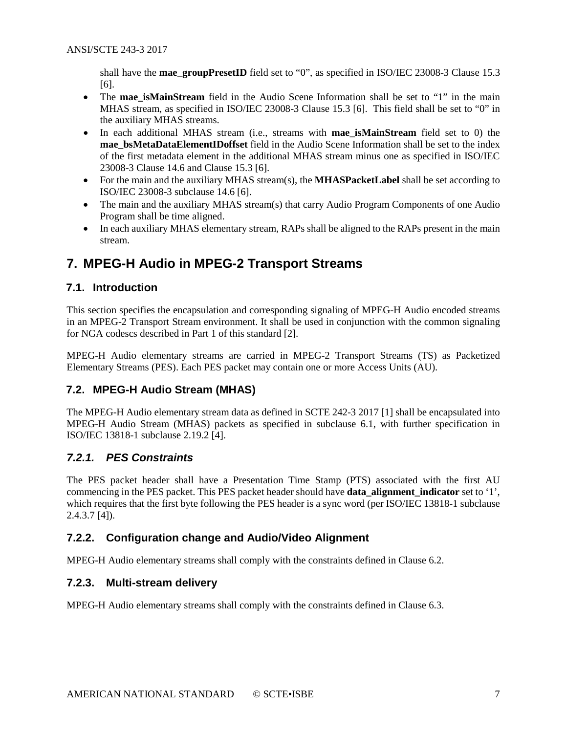shall have the **mae_groupPresetID** field set to "0", as specified in ISO/IEC 23008-3 Clause 15.3 [6].

- The **mae_isMainStream** field in the Audio Scene Information shall be set to "1" in the main MHAS stream, as specified in ISO/IEC 23008-3 Clause 15.3 [6]. This field shall be set to "0" in the auxiliary MHAS streams.
- In each additional MHAS stream (i.e., streams with **mae_isMainStream** field set to 0) the **mae_bsMetaDataElementIDoffset** field in the Audio Scene Information shall be set to the index of the first metadata element in the additional MHAS stream minus one as specified in ISO/IEC 23008-3 Clause 14.6 and Clause 15.3 [6].
- For the main and the auxiliary MHAS stream(s), the **MHASPacketLabel** shall be set according to ISO/IEC 23008-3 subclause 14.6 [6].
- The main and the auxiliary MHAS stream(s) that carry Audio Program Components of one Audio Program shall be time aligned.
- In each auxiliary MHAS elementary stream, RAPs shall be aligned to the RAPs present in the main stream.

# 7. MPEG-H Audio in MPEG-2 Transport Streams

## 7.1. Introduction

This section specifies the encapsulation and corresponding signaling of MPEG-H Audio encoded streams in an MPEG-2 Transport Stream environment. It shall be used in conjunction with the common signaling for NGA codescs described in Part 1 of this standard [2].

MPEG-H Audio elementary streams are carried in MPEG-2 Transport Streams (TS) as Packetized Elementary Streams (PES). Each PES packet may contain one or more Access Units (AU).

## 7.2. MPEG-H Audio Stream (MHAS)

The MPEG-H Audio elementary stream data as defined in SCTE 242-3 2017 [1] shall be encapsulated into MPEG-H Audio Stream (MHAS) packets as specified in subclause 6.1, with further specification in ISO/IEC 13818-1 subclause 2.19.2 [4].

### *7.2.1. PES Constraints*

The PES packet header shall have a Presentation Time Stamp (PTS) associated with the first AU commencing in the PES packet. This PES packet header should have **data_alignment_indicator** set to '1', which requires that the first byte following the PES header is a sync word (per ISO/IEC 13818-1 subclause 2.4.3.7 [4]).

### 7.2.2. Configuration change and Audio/Video Alignment

MPEG-H Audio elementary streams shall comply with the constraints defined in Clause 6.2.

### 7.2.3. Multi-stream delivery

MPEG-H Audio elementary streams shall comply with the constraints defined in Clause 6.3.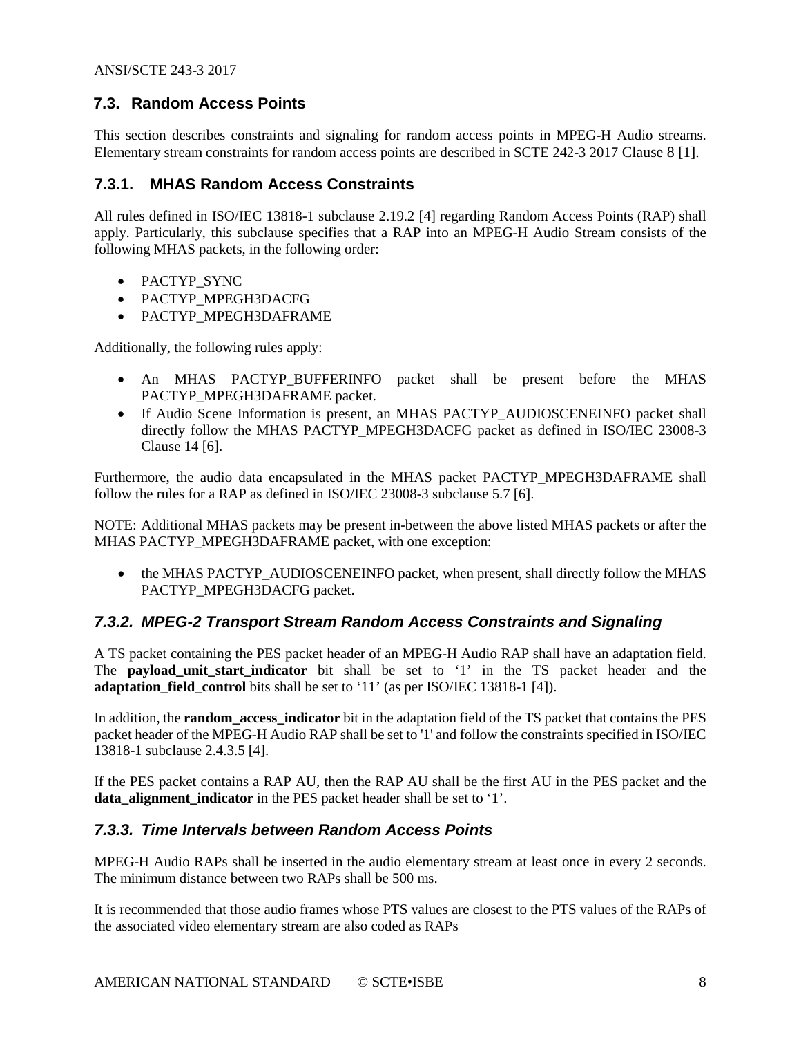## 7.3. Random Access Points

This section describes constraints and signaling for random access points in MPEG-H Audio streams. Elementary stream constraints for random access points are described in SCTE 242-3 2017 Clause 8 [1].

### 7.3.1. MHAS Random Access Constraints

All rules defined in ISO/IEC 13818-1 subclause 2.19.2 [4] regarding Random Access Points (RAP) shall apply. Particularly, this subclause specifies that a RAP into an MPEG-H Audio Stream consists of the following MHAS packets, in the following order:

- PACTYP_SYNC
- PACTYP_MPEGH3DACFG
- PACTYP_MPEGH3DAFRAME

Additionally, the following rules apply:

- An MHAS PACTYP_BUFFERINFO packet shall be present before the MHAS PACTYP_MPEGH3DAFRAME packet.
- If Audio Scene Information is present, an MHAS PACTYP_AUDIOSCENEINFO packet shall directly follow the MHAS PACTYP_MPEGH3DACFG packet as defined in ISO/IEC 23008-3 Clause 14 [6].

Furthermore, the audio data encapsulated in the MHAS packet PACTYP_MPEGH3DAFRAME shall follow the rules for a RAP as defined in ISO/IEC 23008-3 subclause 5.7 [6].

NOTE: Additional MHAS packets may be present in-between the above listed MHAS packets or after the MHAS PACTYP_MPEGH3DAFRAME packet, with one exception:

- the MHAS PACTYP_AUDIOSCENEINFO packet, when present, shall directly follow the MHAS PACTYP_MPEGH3DACFG packet.

### *7.3.2. MPEG-2 Transport Stream Random Access Constraints and Signaling*

A TS packet containing the PES packet header of an MPEG-H Audio RAP shall have an adaptation field. The **payload_unit_start_indicator** bit shall be set to '1' in the TS packet header and the **adaptation_field_control** bits shall be set to '11' (as per ISO/IEC 13818-1 [4]).

In addition, the **random_access_indicator** bit in the adaptation field of the TS packet that contains the PES packet header of the MPEG-H Audio RAP shall be set to '1' and follow the constraints specified in ISO/IEC 13818-1 subclause 2.4.3.5 [4].

If the PES packet contains a RAP AU, then the RAP AU shall be the first AU in the PES packet and the **data_alignment_indicator** in the PES packet header shall be set to '1'.

### *7.3.3. Time Intervals between Random Access Points*

MPEG-H Audio RAPs shall be inserted in the audio elementary stream at least once in every 2 seconds. The minimum distance between two RAPs shall be 500 ms.

It is recommended that those audio frames whose PTS values are closest to the PTS values of the RAPs of the associated video elementary stream are also coded as RAPs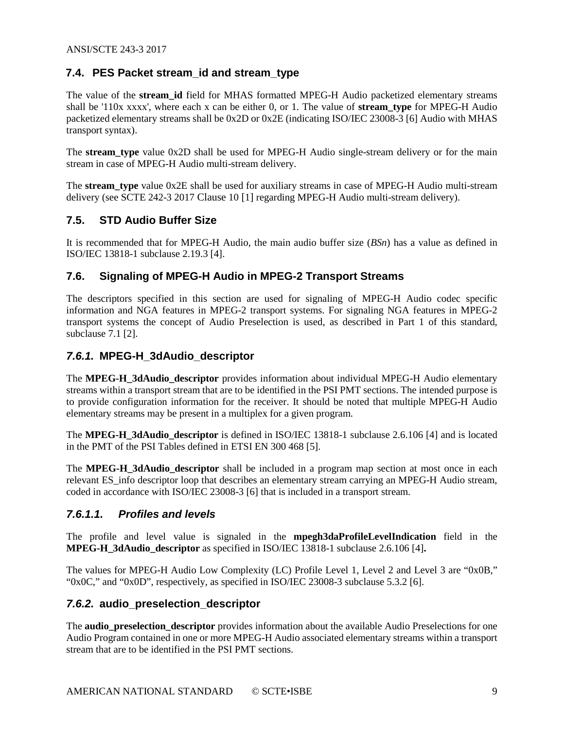## 7.4. PES Packet stream_id and stream_type

The value of the **stream_id** field for MHAS formatted MPEG-H Audio packetized elementary streams shall be '110x xxxx', where each x can be either 0, or 1. The value of **stream_type** for MPEG-H Audio packetized elementary streams shall be 0x2D or 0x2E (indicating ISO/IEC 23008-3 [6] Audio with MHAS transport syntax).

The **stream_type** value 0x2D shall be used for MPEG-H Audio single-stream delivery or for the main stream in case of MPEG-H Audio multi-stream delivery.

The **stream_type** value 0x2E shall be used for auxiliary streams in case of MPEG-H Audio multi-stream delivery (see SCTE 242-3 2017 Clause 10 [1] regarding MPEG-H Audio multi-stream delivery).

## 7.5. STD Audio Buffer Size

It is recommended that for MPEG-H Audio, the main audio buffer size (*BSn*) has a value as defined in ISO/IEC 13818-1 subclause 2.19.3 [4].

## 7.6. Signaling of MPEG-H Audio in MPEG-2 Transport Streams

The descriptors specified in this section are used for signaling of MPEG-H Audio codec specific information and NGA features in MPEG-2 transport systems. For signaling NGA features in MPEG-2 transport systems the concept of Audio Preselection is used, as described in Part 1 of this standard, subclause 7.1 [2].

### *7.6.1.* MPEG-H_3dAudio_descriptor

The **MPEG-H_3dAudio_descriptor** provides information about individual MPEG-H Audio elementary streams within a transport stream that are to be identified in the PSI PMT sections. The intended purpose is to provide configuration information for the receiver. It should be noted that multiple MPEG-H Audio elementary streams may be present in a multiplex for a given program.

The **MPEG-H_3dAudio_descriptor** is defined in ISO/IEC 13818-1 subclause 2.6.106 [4] and is located in the PMT of the PSI Tables defined in ETSI EN 300 468 [5].

The **MPEG-H_3dAudio_descriptor** shall be included in a program map section at most once in each relevant ES_info descriptor loop that describes an elementary stream carrying an MPEG-H Audio stream, coded in accordance with ISO/IEC 23008-3 [6] that is included in a transport stream.

#### *7.6.1.1. Profiles and levels*

The profile and level value is signaled in the **mpegh3daProfileLevelIndication** field in the **MPEG-H_3dAudio_descriptor** as specified in ISO/IEC 13818-1 subclause 2.6.106 [4]**.**

The values for MPEG-H Audio Low Complexity (LC) Profile Level 1, Level 2 and Level 3 are "0x0B," "0x0C," and "0x0D", respectively, as specified in ISO/IEC 23008-3 subclause 5.3.2 [6].

### *7.6.2.* audio_preselection_descriptor

The **audio_preselection_descriptor** provides information about the available Audio Preselections for one Audio Program contained in one or more MPEG-H Audio associated elementary streams within a transport stream that are to be identified in the PSI PMT sections.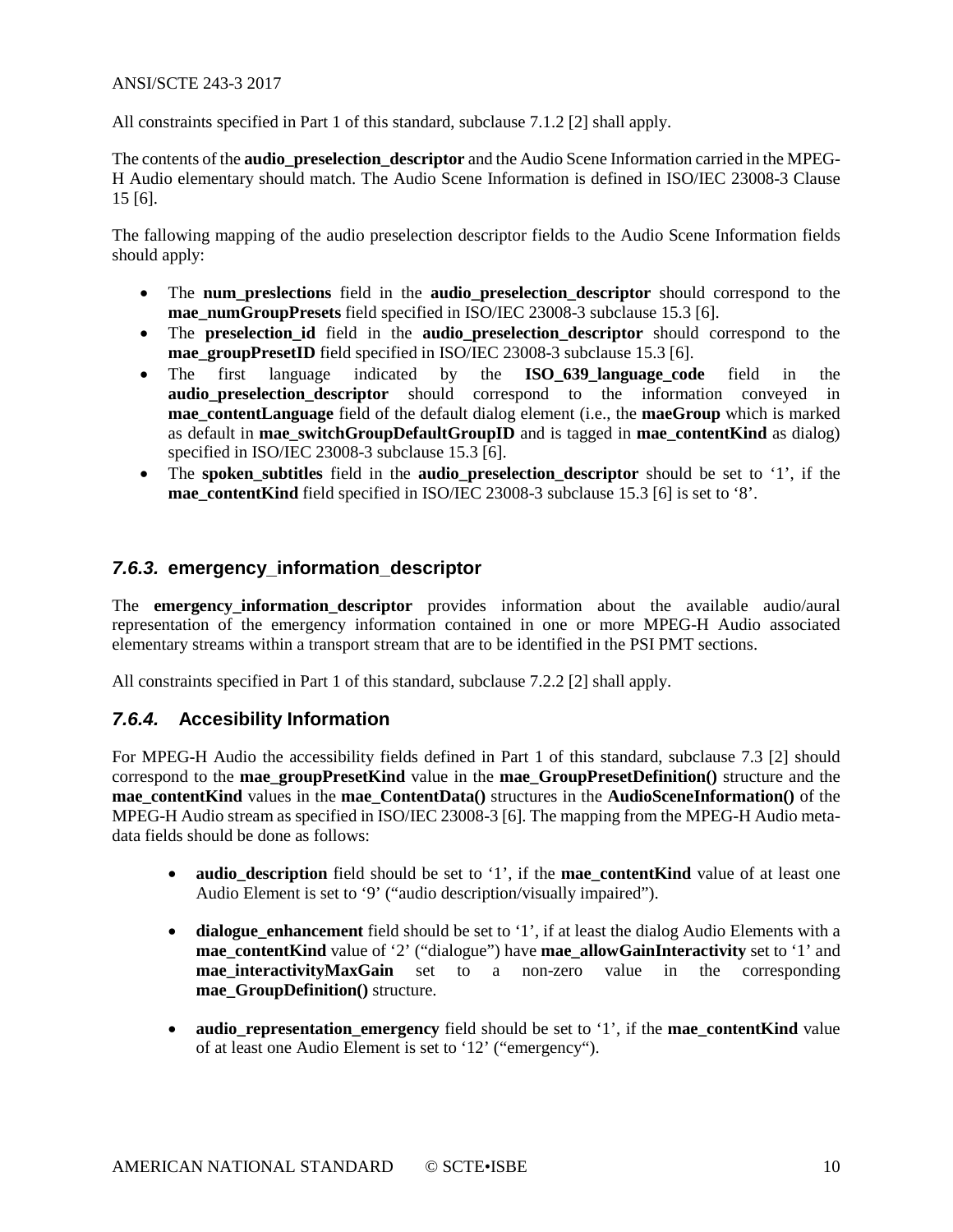All constraints specified in Part 1 of this standard, subclause 7.1.2 [2] shall apply.

The contents of the **audio_preselection_descriptor** and the Audio Scene Information carried in the MPEG-H Audio elementary should match. The Audio Scene Information is defined in ISO/IEC 23008-3 Clause 15 [6].

The fallowing mapping of the audio preselection descriptor fields to the Audio Scene Information fields should apply:

- The **num_preslections** field in the **audio_preselection_descriptor** should correspond to the **mae_numGroupPresets** field specified in ISO/IEC 23008-3 subclause 15.3 [6].
- The **preselection_id** field in the **audio_preselection_descriptor** should correspond to the **mae_groupPresetID** field specified in ISO/IEC 23008-3 subclause 15.3 [6].
- The first language indicated by the **ISO_639_language_code** field in the **audio_preselection_descriptor** should correspond to the information conveyed in **mae_contentLanguage** field of the default dialog element (i.e., the **maeGroup** which is marked as default in **mae_switchGroupDefaultGroupID** and is tagged in **mae_contentKind** as dialog) specified in ISO/IEC 23008-3 subclause 15.3 [6].
- The **spoken_subtitles** field in the **audio_preselection_descriptor** should be set to '1', if the **mae_contentKind** field specified in ISO/IEC 23008-3 subclause 15.3 [6] is set to '8'.

### *7.6.3.* emergency_information_descriptor

The **emergency_information_descriptor** provides information about the available audio/aural representation of the emergency information contained in one or more MPEG-H Audio associated elementary streams within a transport stream that are to be identified in the PSI PMT sections.

All constraints specified in Part 1 of this standard, subclause 7.2.2 [2] shall apply.

### *7.6.4.* Accesibility Information

For MPEG-H Audio the accessibility fields defined in Part 1 of this standard, subclause 7.3 [2] should correspond to the **mae_groupPresetKind** value in the **mae_GroupPresetDefinition()** structure and the **mae_contentKind** values in the **mae_ContentData()** structures in the **AudioSceneInformation()** of the MPEG-H Audio stream as specified in ISO/IEC 23008-3 [6]. The mapping from the MPEG-H Audio meta-data fields should be done as follows:

- **audio_description** field should be set to '1', if the **mae_contentKind** value of at least one Audio Element is set to '9' ("audio description/visually impaired").

- **dialogue_enhancement** field should be set to '1', if at least the dialog Audio Elements with a **mae_contentKind** value of '2' ("dialogue") have **mae_allowGainInteractivity** set to '1' and **mae_interactivityMaxGain** set to a non-zero value in the corresponding **mae_GroupDefinition()** structure.

- **audio_representation_emergency** field should be set to '1', if the **mae_contentKind** value of at least one Audio Element is set to '12' ("emergency").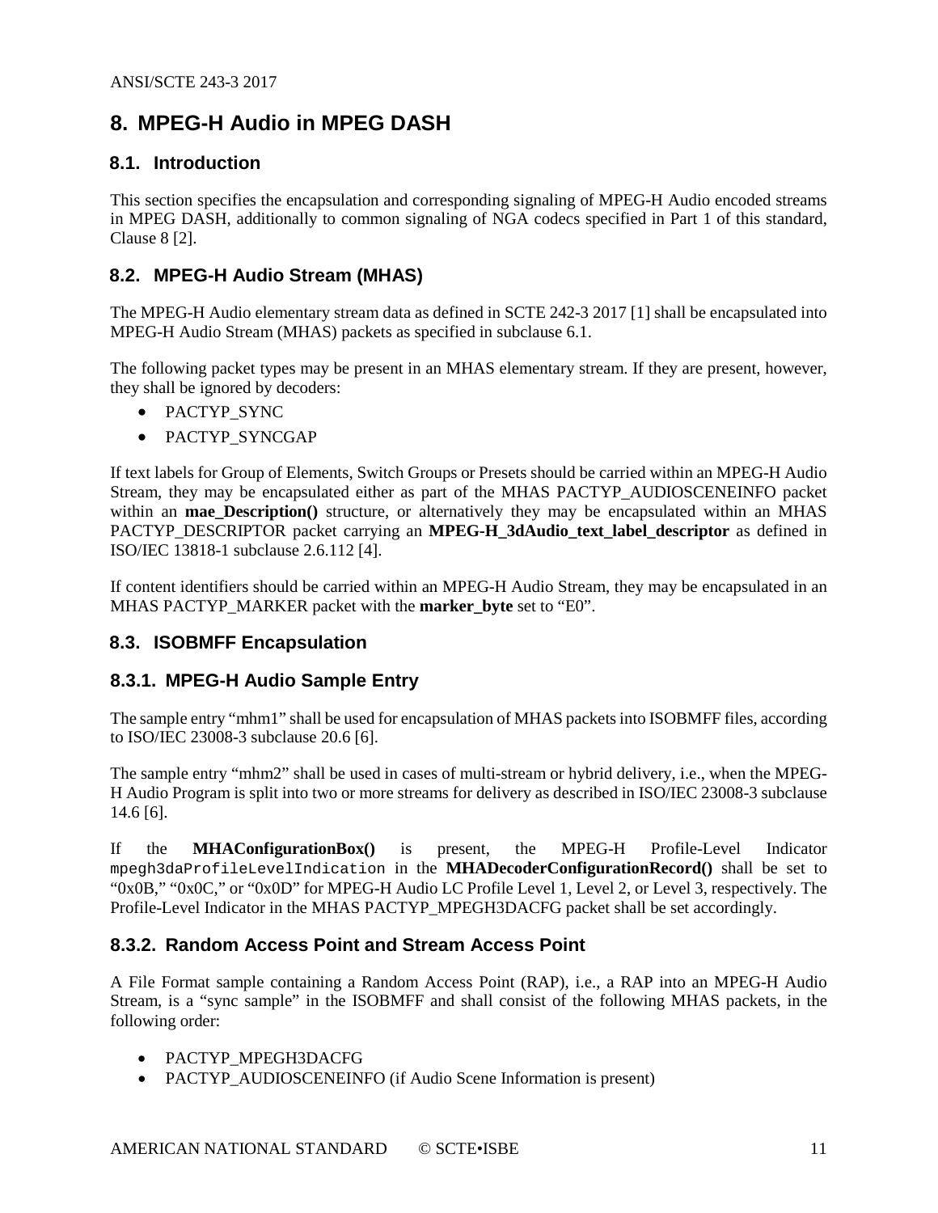# 8. MPEG-H Audio in MPEG DASH

## 8.1. Introduction

This section specifies the encapsulation and corresponding signaling of MPEG-H Audio encoded streams in MPEG DASH, additionally to common signaling of NGA codecs specified in Part 1 of this standard, Clause 8 [2].

## 8.2. MPEG-H Audio Stream (MHAS)

The MPEG-H Audio elementary stream data as defined in SCTE 242-3 2017 [1] shall be encapsulated into MPEG-H Audio Stream (MHAS) packets as specified in subclause 6.1.

The following packet types may be present in an MHAS elementary stream. If they are present, however, they shall be ignored by decoders:

- PACTYP_SYNC
- PACTYP_SYNCGAP

If text labels for Group of Elements, Switch Groups or Presets should be carried within an MPEG-H Audio Stream, they may be encapsulated either as part of the MHAS PACTYP_AUDIOSCENEINFO packet within an **mae_Description()** structure, or alternatively they may be encapsulated within an MHAS PACTYP_DESCRIPTOR packet carrying an **MPEG-H_3dAudio_text_label_descriptor** as defined in ISO/IEC 13818-1 subclause 2.6.112 [4].

If content identifiers should be carried within an MPEG-H Audio Stream, they may be encapsulated in an MHAS PACTYP_MARKER packet with the **marker_byte** set to "E0".

## 8.3. ISOBMFF Encapsulation

### 8.3.1. MPEG-H Audio Sample Entry

The sample entry "mhm1" shall be used for encapsulation of MHAS packets into ISOBMFF files, according to ISO/IEC 23008-3 subclause 20.6 [6].

The sample entry "mhm2" shall be used in cases of multi-stream or hybrid delivery, i.e., when the MPEG-H Audio Program is split into two or more streams for delivery as described in ISO/IEC 23008-3 subclause 14.6 [6].

If the **MHAConfigurationBox()** is present, the MPEG-H Profile-Level Indicator `mpegh3daProfileLevelIndication` in the **MHADecoderConfigurationRecord()** shall be set to "0x0B," "0x0C," or "0x0D" for MPEG-H Audio LC Profile Level 1, Level 2, or Level 3, respectively. The Profile-Level Indicator in the MHAS PACTYP_MPEGH3DACFG packet shall be set accordingly.

### 8.3.2. Random Access Point and Stream Access Point

A File Format sample containing a Random Access Point (RAP), i.e., a RAP into an MPEG-H Audio Stream, is a "sync sample" in the ISOBMFF and shall consist of the following MHAS packets, in the following order:

- PACTYP_MPEGH3DACFG
- PACTYP_AUDIOSCENEINFO (if Audio Scene Information is present)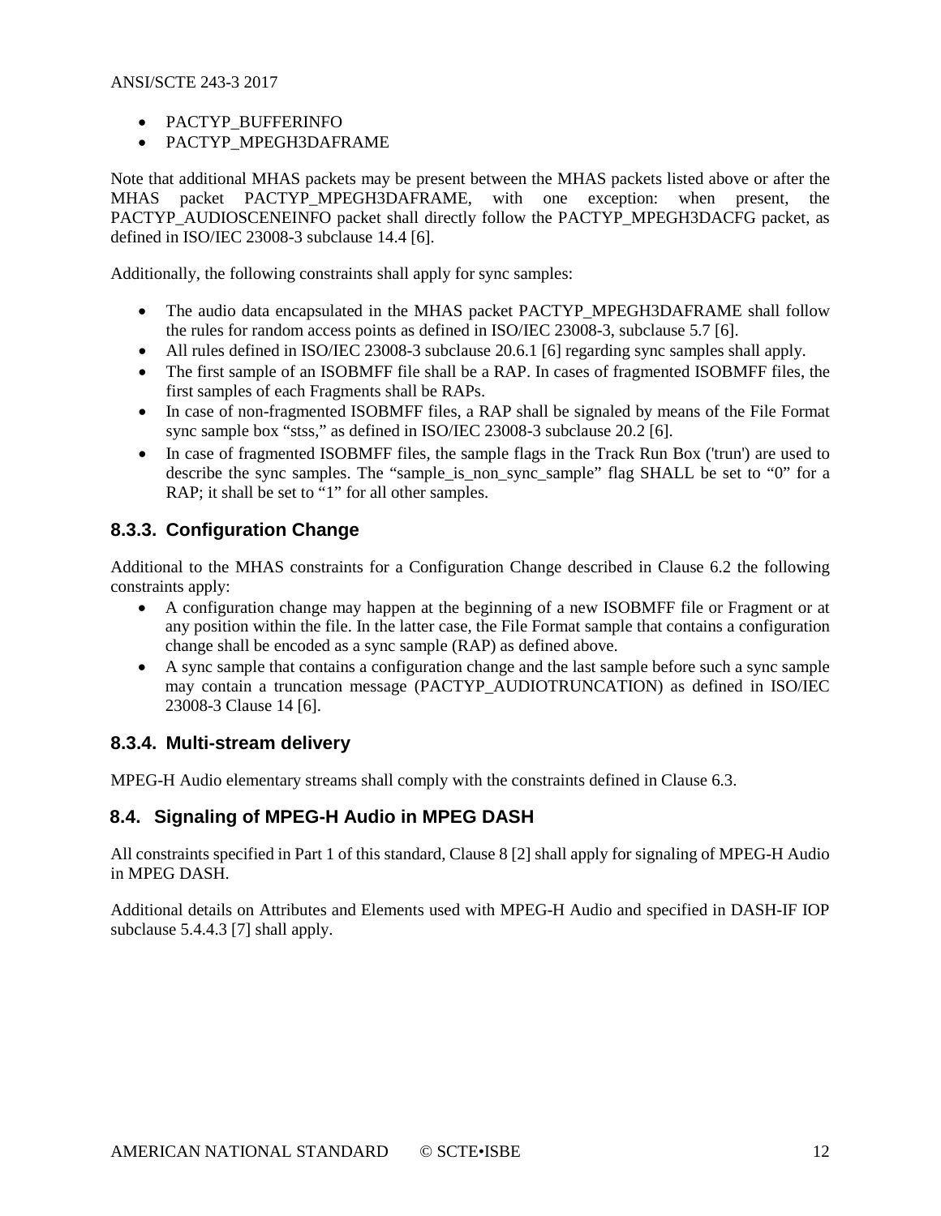- PACTYP_BUFFERINFO
- PACTYP_MPEGH3DAFRAME

Note that additional MHAS packets may be present between the MHAS packets listed above or after the MHAS packet PACTYP_MPEGH3DAFRAME, with one exception: when present, the PACTYP_AUDIOSCENEINFO packet shall directly follow the PACTYP_MPEGH3DACFG packet, as defined in ISO/IEC 23008-3 subclause 14.4 [6].

Additionally, the following constraints shall apply for sync samples:

- The audio data encapsulated in the MHAS packet PACTYP_MPEGH3DAFRAME shall follow the rules for random access points as defined in ISO/IEC 23008-3, subclause 5.7 [6].
- All rules defined in ISO/IEC 23008-3 subclause 20.6.1 [6] regarding sync samples shall apply.
- The first sample of an ISOBMFF file shall be a RAP. In cases of fragmented ISOBMFF files, the first samples of each Fragments shall be RAPs.
- In case of non-fragmented ISOBMFF files, a RAP shall be signaled by means of the File Format sync sample box "stss," as defined in ISO/IEC 23008-3 subclause 20.2 [6].
- In case of fragmented ISOBMFF files, the sample flags in the Track Run Box ('trun') are used to describe the sync samples. The "sample_is_non_sync_sample" flag SHALL be set to "0" for a RAP; it shall be set to "1" for all other samples.

### 8.3.3. Configuration Change

Additional to the MHAS constraints for a Configuration Change described in Clause 6.2 the following constraints apply:

- A configuration change may happen at the beginning of a new ISOBMFF file or Fragment or at any position within the file. In the latter case, the File Format sample that contains a configuration change shall be encoded as a sync sample (RAP) as defined above.
- A sync sample that contains a configuration change and the last sample before such a sync sample may contain a truncation message (PACTYP_AUDIOTRUNCATION) as defined in ISO/IEC 23008-3 Clause 14 [6].

### 8.3.4. Multi-stream delivery

MPEG-H Audio elementary streams shall comply with the constraints defined in Clause 6.3.

## 8.4. Signaling of MPEG-H Audio in MPEG DASH

All constraints specified in Part 1 of this standard, Clause 8 [2] shall apply for signaling of MPEG-H Audio in MPEG DASH.

Additional details on Attributes and Elements used with MPEG-H Audio and specified in DASH-IF IOP subclause 5.4.4.3 [7] shall apply.